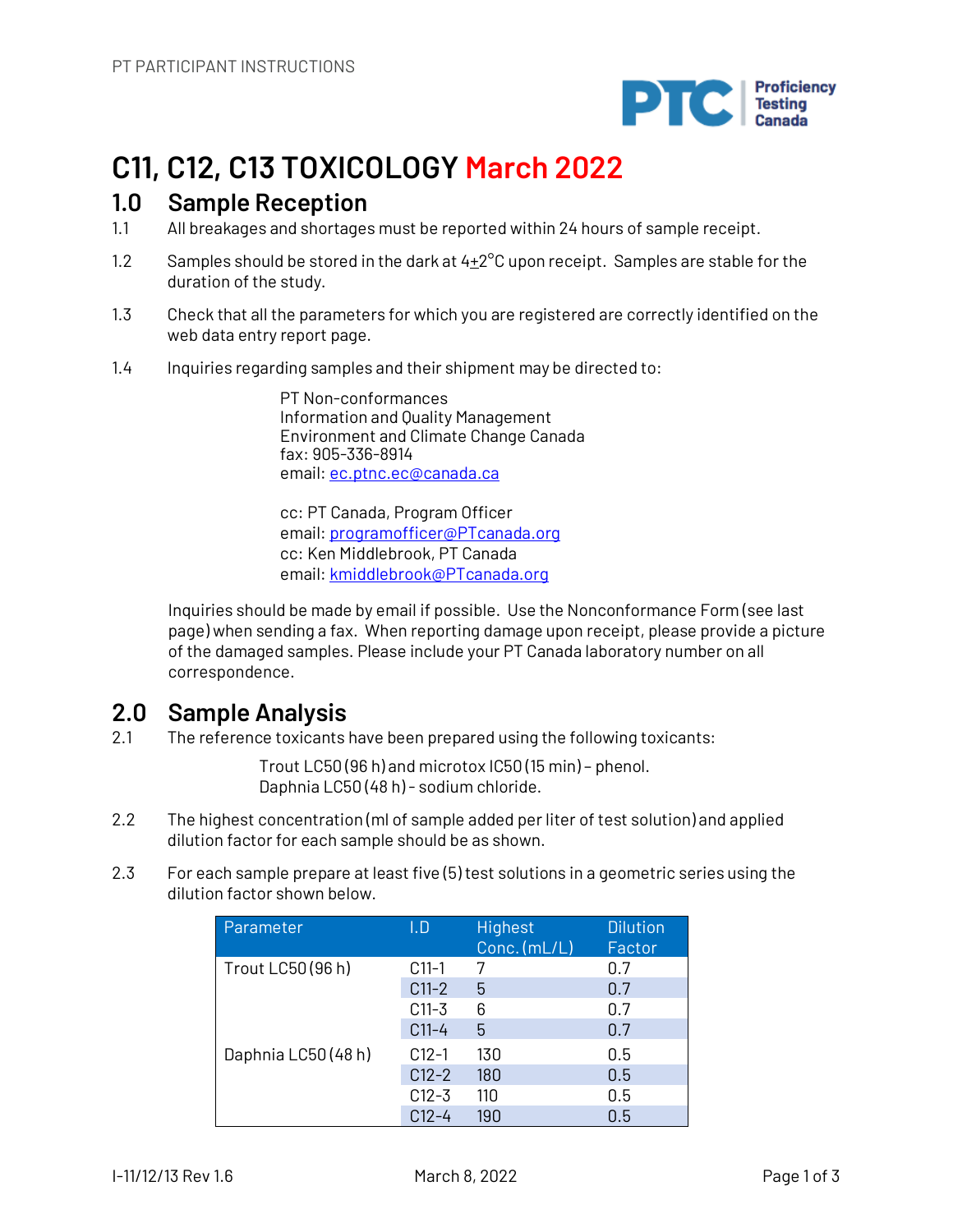# C11, C12, C13 TOXICOLOGY March 2022

## 1.0 Sample Reception

1.1 All breakages and shortages must be reported within 24 hours of sample receipt.

1.2 Samples should be stored in the dark at 4±2°C upon receipt. Samples are stable for the duration of the study.

1.3 Check that all the parameters for which you are registered are correctly identified on the web data entry report page.

1.4 Inquiries regarding samples and their shipment may be directed to:

PT Non-conformances
Information and Quality Management
Environment and Climate Change Canada
fax: 905-336-8914
email: ec.ptnc.ec@canada.ca

cc: PT Canada, Program Officer
email: programofficer@PTcanada.org
cc: Ken Middlebrook, PT Canada
email: kmiddlebrook@PTcanada.org

Inquiries should be made by email if possible. Use the Nonconformance Form (see last page) when sending a fax. When reporting damage upon receipt, please provide a picture of the damaged samples. Please include your PT Canada laboratory number on all correspondence.

## 2.0 Sample Analysis

2.1 The reference toxicants have been prepared using the following toxicants:

Trout LC50 (96 h) and microtox IC50 (15 min) – phenol.
Daphnia LC50 (48 h) - sodium chloride.

2.2 The highest concentration (ml of sample added per liter of test solution) and applied dilution factor for each sample should be as shown.

2.3 For each sample prepare at least five (5) test solutions in a geometric series using the dilution factor shown below.

| Parameter | I.D | Highest Conc. (mL/L) | Dilution Factor |
|---|---|---|---|
| Trout LC50 (96 h) | C11-1 | 7 | 0.7 |
| | C11-2 | 5 | 0.7 |
| | C11-3 | 6 | 0.7 |
| | C11-4 | 5 | 0.7 |
| Daphnia LC50 (48 h) | C12-1 | 130 | 0.5 |
| | C12-2 | 180 | 0.5 |
| | C12-3 | 110 | 0.5 |
| | C12-4 | 190 | 0.5 |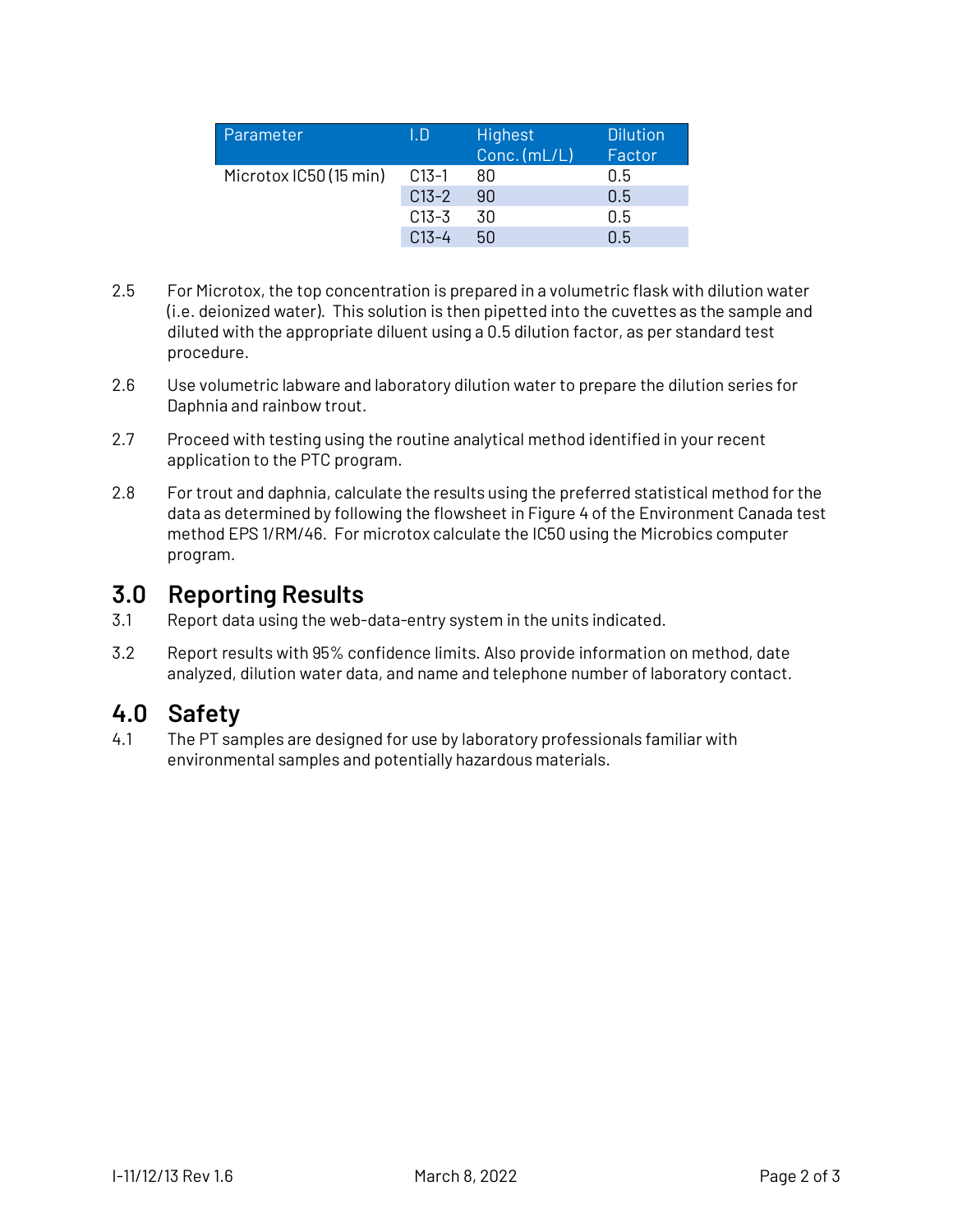| Parameter | I.D | Highest Conc. (mL/L) | Dilution Factor |
|---|---|---|---|
| Microtox IC50 (15 min) | C13-1 | 80 | 0.5 |
| | C13-2 | 90 | 0.5 |
| | C13-3 | 30 | 0.5 |
| | C13-4 | 50 | 0.5 |

2.5 For Microtox, the top concentration is prepared in a volumetric flask with dilution water (i.e. deionized water). This solution is then pipetted into the cuvettes as the sample and diluted with the appropriate diluent using a 0.5 dilution factor, as per standard test procedure.

2.6 Use volumetric labware and laboratory dilution water to prepare the dilution series for Daphnia and rainbow trout.

2.7 Proceed with testing using the routine analytical method identified in your recent application to the PTC program.

2.8 For trout and daphnia, calculate the results using the preferred statistical method for the data as determined by following the flowsheet in Figure 4 of the Environment Canada test method EPS 1/RM/46. For microtox calculate the IC50 using the Microbics computer program.

## 3.0 Reporting Results

3.1 Report data using the web-data-entry system in the units indicated.

3.2 Report results with 95% confidence limits. Also provide information on method, date analyzed, dilution water data, and name and telephone number of laboratory contact.

## 4.0 Safety

4.1 The PT samples are designed for use by laboratory professionals familiar with environmental samples and potentially hazardous materials.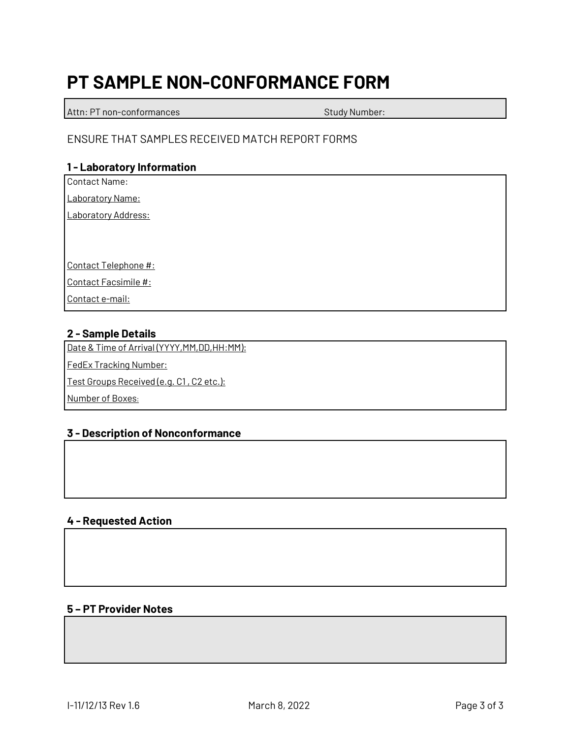# PT SAMPLE NON-CONFORMANCE FORM

Attn: PT non-conformances Study Number:

ENSURE THAT SAMPLES RECEIVED MATCH REPORT FORMS

### 1 - Laboratory Information

Contact Name:

Laboratory Name:

Laboratory Address:

Contact Telephone #:

Contact Facsimile #:

Contact e-mail:

### 2 - Sample Details

Date & Time of Arrival (YYYY,MM,DD,HH:MM):

FedEx Tracking Number:

Test Groups Received (e.g. C1 , C2 etc.):

Number of Boxes:

### 3 - Description of Nonconformance

### 4 - Requested Action

### 5 – PT Provider Notes

I-11/12/13 Rev 1.6 March 8, 2022